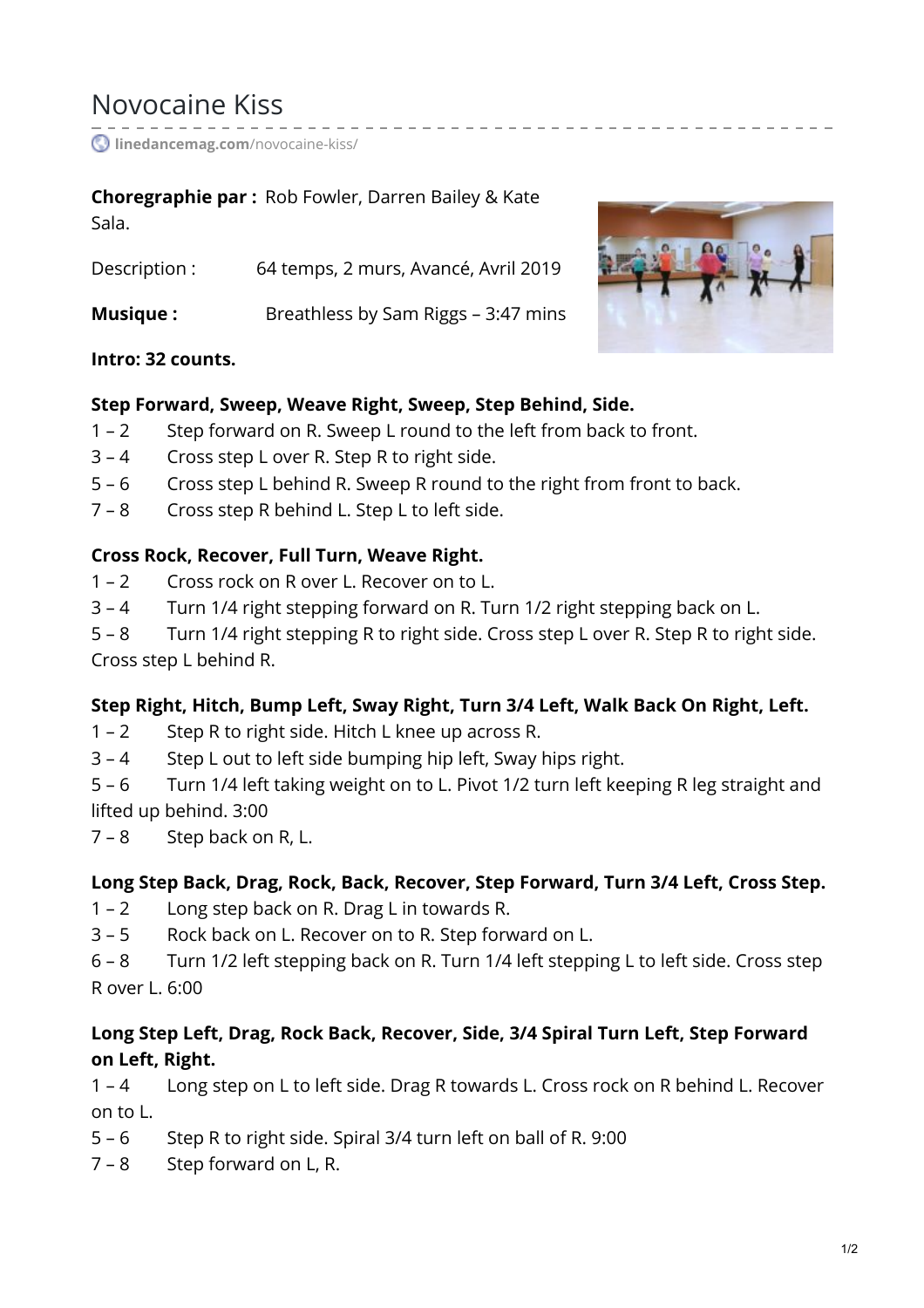# Novocaine Kiss

linedancemag.com/novocaine-kiss/

**Choregraphie par :** Rob Fowler, Darren Bailey & Kate Sala.

Description : 64 temps, 2 murs, Avancé, Avril 2019

**Musique :** Breathless by Sam Riggs – 3:47 mins

**Intro: 32 counts.**

**Step Forward, Sweep, Weave Right, Sweep, Step Behind, Side.**

1 – 2 Step forward on R. Sweep L round to the left from back to front.
3 – 4 Cross step L over R. Step R to right side.
5 – 6 Cross step L behind R. Sweep R round to the right from front to back.
7 – 8 Cross step R behind L. Step L to left side.

**Cross Rock, Recover, Full Turn, Weave Right.**

1 – 2 Cross rock on R over L. Recover on to L.
3 – 4 Turn 1/4 right stepping forward on R. Turn 1/2 right stepping back on L.
5 – 8 Turn 1/4 right stepping R to right side. Cross step L over R. Step R to right side. Cross step L behind R.

**Step Right, Hitch, Bump Left, Sway Right, Turn 3/4 Left, Walk Back On Right, Left.**

1 – 2 Step R to right side. Hitch L knee up across R.
3 – 4 Step L out to left side bumping hip left, Sway hips right.
5 – 6 Turn 1/4 left taking weight on to L. Pivot 1/2 turn left keeping R leg straight and lifted up behind. 3:00
7 – 8 Step back on R, L.

**Long Step Back, Drag, Rock, Back, Recover, Step Forward, Turn 3/4 Left, Cross Step.**

1 – 2 Long step back on R. Drag L in towards R.
3 – 5 Rock back on L. Recover on to R. Step forward on L.
6 – 8 Turn 1/2 left stepping back on R. Turn 1/4 left stepping L to left side. Cross step R over L. 6:00

**Long Step Left, Drag, Rock Back, Recover, Side, 3/4 Spiral Turn Left, Step Forward on Left, Right.**

1 – 4 Long step on L to left side. Drag R towards L. Cross rock on R behind L. Recover on to L.
5 – 6 Step R to right side. Spiral 3/4 turn left on ball of R. 9:00
7 – 8 Step forward on L, R.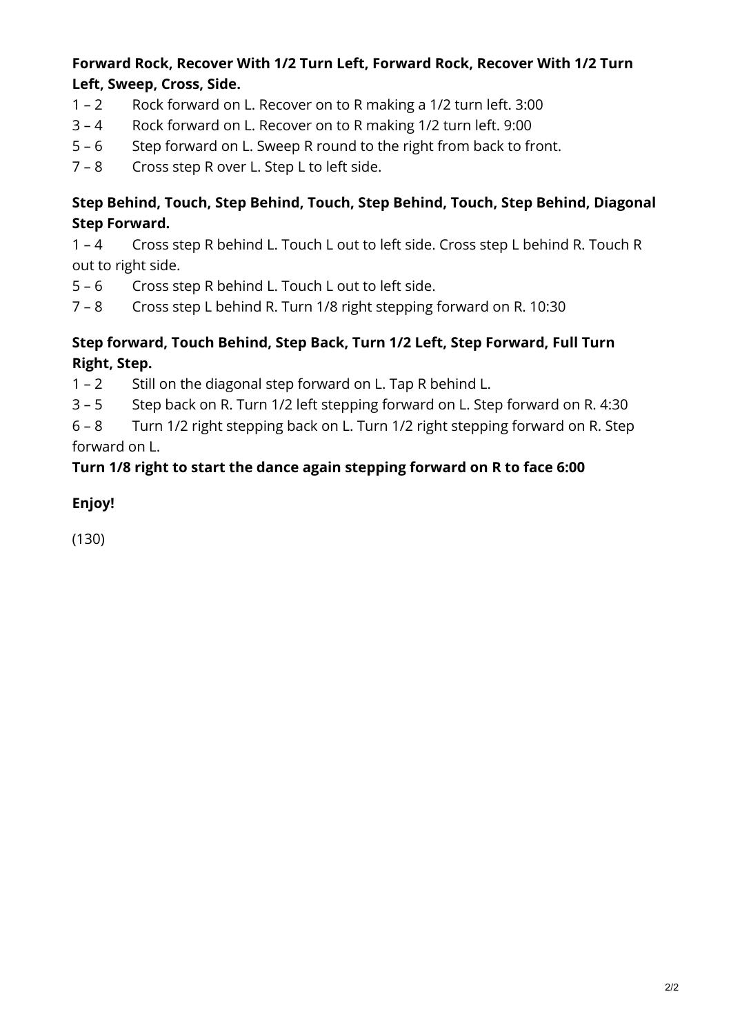**Forward Rock, Recover With 1/2 Turn Left, Forward Rock, Recover With 1/2 Turn Left, Sweep, Cross, Side.**

1 – 2 Rock forward on L. Recover on to R making a 1/2 turn left. 3:00
3 – 4 Rock forward on L. Recover on to R making 1/2 turn left. 9:00
5 – 6 Step forward on L. Sweep R round to the right from back to front.
7 – 8 Cross step R over L. Step L to left side.

**Step Behind, Touch, Step Behind, Touch, Step Behind, Touch, Step Behind, Diagonal Step Forward.**

1 – 4 Cross step R behind L. Touch L out to left side. Cross step L behind R. Touch R out to right side.
5 – 6 Cross step R behind L. Touch L out to left side.
7 – 8 Cross step L behind R. Turn 1/8 right stepping forward on R. 10:30

**Step forward, Touch Behind, Step Back, Turn 1/2 Left, Step Forward, Full Turn Right, Step.**

1 – 2 Still on the diagonal step forward on L. Tap R behind L.
3 – 5 Step back on R. Turn 1/2 left stepping forward on L. Step forward on R. 4:30
6 – 8 Turn 1/2 right stepping back on L. Turn 1/2 right stepping forward on R. Step forward on L.

**Turn 1/8 right to start the dance again stepping forward on R to face 6:00**

**Enjoy!**

(130)